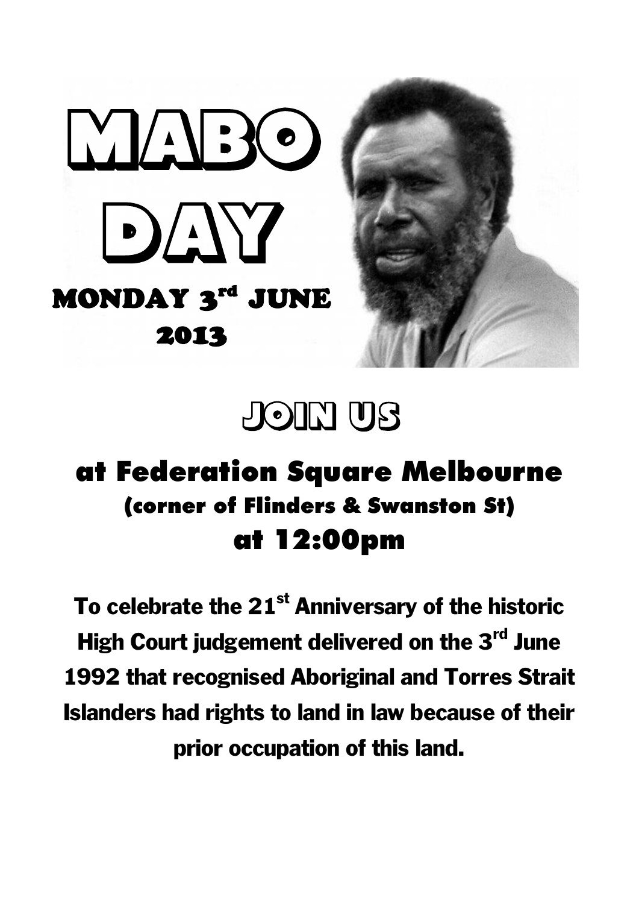# MABO DAY

## MONDAY 3rd JUNE 2013

# JOIN US

## at Federation Square Melbourne

### (corner of Flinders & Swanston St)

## at 12:00pm

**To celebrate the 21st Anniversary of the historic High Court judgement delivered on the 3rd June 1992 that recognised Aboriginal and Torres Strait Islanders had rights to land in law because of their prior occupation of this land.**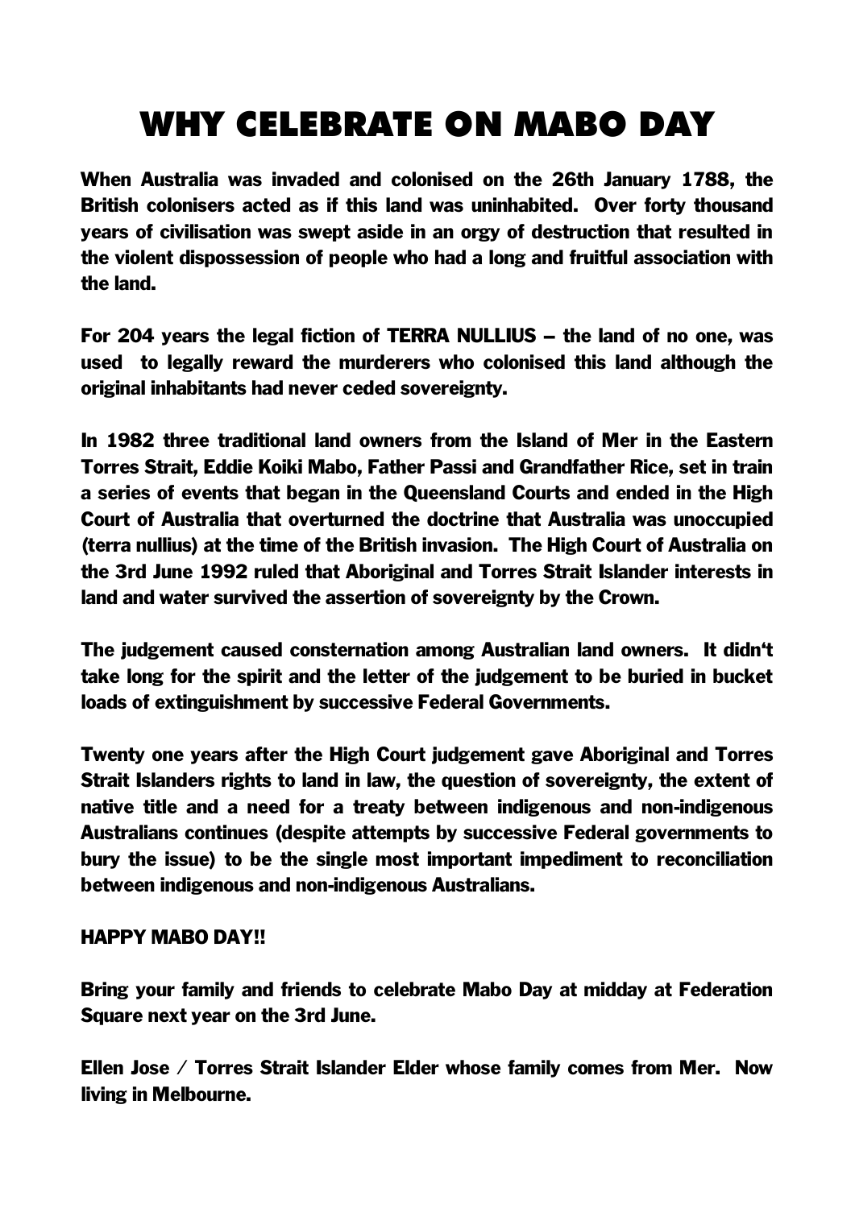# WHY CELEBRATE ON MABO DAY

**When Australia was invaded and colonised on the 26th January 1788, the British colonisers acted as if this land was uninhabited. Over forty thousand years of civilisation was swept aside in an orgy of destruction that resulted in the violent dispossession of people who had a long and fruitful association with the land.**

**For 204 years the legal fiction of TERRA NULLIUS – the land of no one, was used to legally reward the murderers who colonised this land although the original inhabitants had never ceded sovereignty.**

**In 1982 three traditional land owners from the Island of Mer in the Eastern Torres Strait, Eddie Koiki Mabo, Father Passi and Grandfather Rice, set in train a series of events that began in the Queensland Courts and ended in the High Court of Australia that overturned the doctrine that Australia was unoccupied (terra nullius) at the time of the British invasion. The High Court of Australia on the 3rd June 1992 ruled that Aboriginal and Torres Strait Islander interests in land and water survived the assertion of sovereignty by the Crown.**

**The judgement caused consternation among Australian land owners. It didn't take long for the spirit and the letter of the judgement to be buried in bucket loads of extinguishment by successive Federal Governments.**

**Twenty one years after the High Court judgement gave Aboriginal and Torres Strait Islanders rights to land in law, the question of sovereignty, the extent of native title and a need for a treaty between indigenous and non-indigenous Australians continues (despite attempts by successive Federal governments to bury the issue) to be the single most important impediment to reconciliation between indigenous and non-indigenous Australians.**

**HAPPY MABO DAY!!**

**Bring your family and friends to celebrate Mabo Day at midday at Federation Square next year on the 3rd June.**

**Ellen Jose / Torres Strait Islander Elder whose family comes from Mer. Now living in Melbourne.**